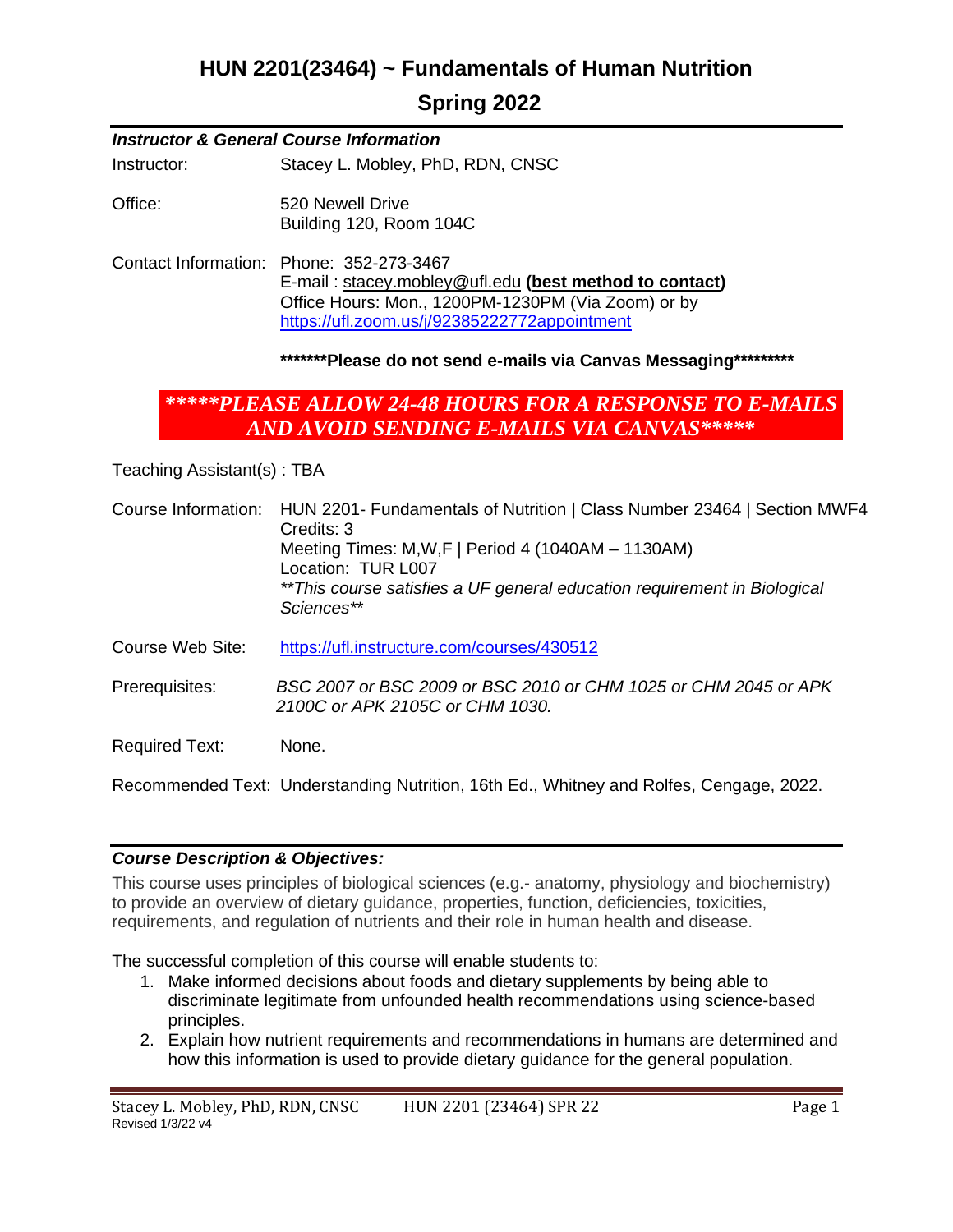# HUN 2201(23464) ~ Fundamentals of Human Nutrition

## Spring 2022

### *Instructor & General Course Information*

Instructor: Stacey L. Mobley, PhD, RDN, CNSC

Office: 520 Newell Drive
Building 120, Room 104C

Contact Information: Phone: 352-273-3467
E-mail : stacey.mobley@ufl.edu **(best method to contact)**
Office Hours: Mon., 1200PM-1230PM (Via Zoom) or by
https://ufl.zoom.us/j/92385222772appointment

**\*\*\*\*\*\*\*Please do not send e-mails via Canvas Messaging\*\*\*\*\*\*\*\*\***

***\*\*\*\*\*PLEASE ALLOW 24-48 HOURS FOR A RESPONSE TO E-MAILS AND AVOID SENDING E-MAILS VIA CANVAS\*\*\*\*\****

Teaching Assistant(s) : TBA

Course Information: HUN 2201- Fundamentals of Nutrition | Class Number 23464 | Section MWF4
Credits: 3
Meeting Times: M,W,F | Period 4 (1040AM – 1130AM)
Location: TUR L007
*\*\*This course satisfies a UF general education requirement in Biological Sciences\*\**

Course Web Site: https://ufl.instructure.com/courses/430512

Prerequisites: *BSC 2007 or BSC 2009 or BSC 2010 or CHM 1025 or CHM 2045 or APK 2100C or APK 2105C or CHM 1030.*

Required Text: None.

Recommended Text: Understanding Nutrition, 16th Ed., Whitney and Rolfes, Cengage, 2022.

### *Course Description & Objectives:*

This course uses principles of biological sciences (e.g.- anatomy, physiology and biochemistry) to provide an overview of dietary guidance, properties, function, deficiencies, toxicities, requirements, and regulation of nutrients and their role in human health and disease.

The successful completion of this course will enable students to:

1. Make informed decisions about foods and dietary supplements by being able to discriminate legitimate from unfounded health recommendations using science-based principles.
2. Explain how nutrient requirements and recommendations in humans are determined and how this information is used to provide dietary guidance for the general population.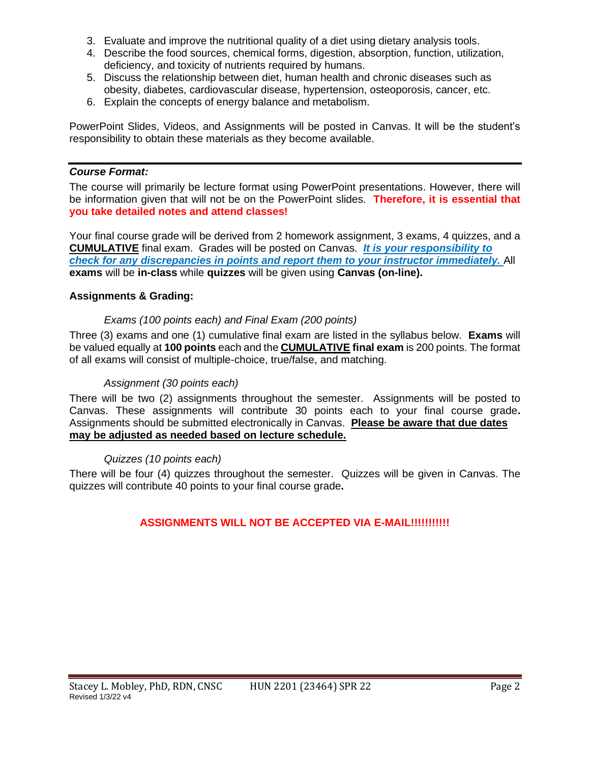3. Evaluate and improve the nutritional quality of a diet using dietary analysis tools.
4. Describe the food sources, chemical forms, digestion, absorption, function, utilization, deficiency, and toxicity of nutrients required by humans.
5. Discuss the relationship between diet, human health and chronic diseases such as obesity, diabetes, cardiovascular disease, hypertension, osteoporosis, cancer, etc.
6. Explain the concepts of energy balance and metabolism.

PowerPoint Slides, Videos, and Assignments will be posted in Canvas. It will be the student's responsibility to obtain these materials as they become available.

---

***Course Format:***

The course will primarily be lecture format using PowerPoint presentations. However, there will be information given that will not be on the PowerPoint slides. **Therefore, it is essential that you take detailed notes and attend classes!**

Your final course grade will be derived from 2 homework assignment, 3 exams, 4 quizzes, and a **CUMULATIVE** final exam. Grades will be posted on Canvas. ***It is your responsibility to check for any discrepancies in points and report them to your instructor immediately.*** All **exams** will be **in-class** while **quizzes** will be given using **Canvas (on-line).**

**Assignments & Grading:**

*Exams (100 points each) and Final Exam (200 points)*

Three (3) exams and one (1) cumulative final exam are listed in the syllabus below. **Exams** will be valued equally at **100 points** each and the **CUMULATIVE final exam** is 200 points. The format of all exams will consist of multiple-choice, true/false, and matching.

*Assignment (30 points each)*

There will be two (2) assignments throughout the semester. Assignments will be posted to Canvas. These assignments will contribute 30 points each to your final course grade**.** Assignments should be submitted electronically in Canvas. **Please be aware that due dates may be adjusted as needed based on lecture schedule.**

*Quizzes (10 points each)*

There will be four (4) quizzes throughout the semester. Quizzes will be given in Canvas. The quizzes will contribute 40 points to your final course grade**.**

**ASSIGNMENTS WILL NOT BE ACCEPTED VIA E-MAIL!!!!!!!!!!!**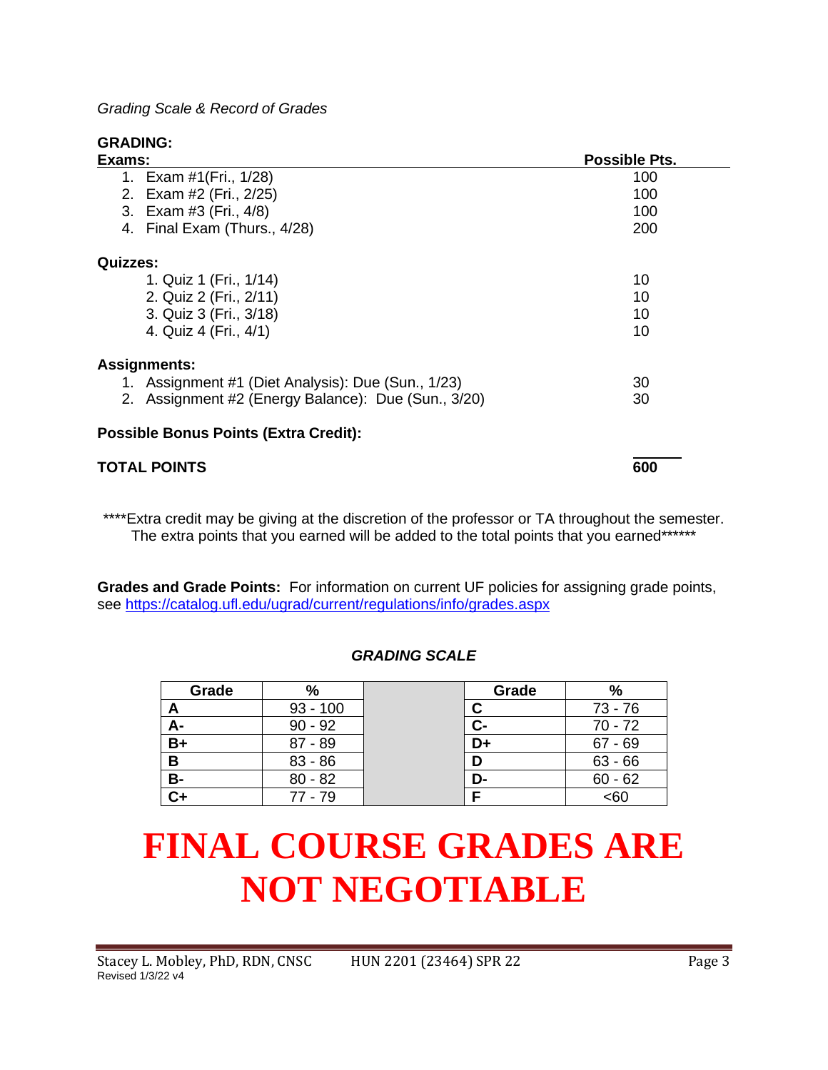*Grading Scale & Record of Grades*

**GRADING:**

| **Exams:** | **Possible Pts.** |
|---|---|
| 1. Exam #1(Fri., 1/28) | 100 |
| 2. Exam #2 (Fri., 2/25) | 100 |
| 3. Exam #3 (Fri., 4/8) | 100 |
| 4. Final Exam (Thurs., 4/28) | 200 |
| **Quizzes:** | |
| 1. Quiz 1 (Fri., 1/14) | 10 |
| 2. Quiz 2 (Fri., 2/11) | 10 |
| 3. Quiz 3 (Fri., 3/18) | 10 |
| 4. Quiz 4 (Fri., 4/1) | 10 |
| **Assignments:** | |
| 1. Assignment #1 (Diet Analysis): Due (Sun., 1/23) | 30 |
| 2. Assignment #2 (Energy Balance): Due (Sun., 3/20) | 30 |
| **Possible Bonus Points (Extra Credit):** | |
| **TOTAL POINTS** | **600** |

****Extra credit may be giving at the discretion of the professor or TA throughout the semester. The extra points that you earned will be added to the total points that you earned******

**Grades and Grade Points:** For information on current UF policies for assigning grade points, see https://catalog.ufl.edu/ugrad/current/regulations/info/grades.aspx

***GRADING SCALE***

| Grade | % | | Grade | % |
|---|---|---|---|---|
| **A** | 93 - 100 | | **C** | 73 - 76 |
| **A-** | 90 - 92 | | **C-** | 70 - 72 |
| **B+** | 87 - 89 | | **D+** | 67 - 69 |
| **B** | 83 - 86 | | **D** | 63 - 66 |
| **B-** | 80 - 82 | | **D-** | 60 - 62 |
| **C+** | 77 - 79 | | **F** | <60 |

# FINAL COURSE GRADES ARE NOT NEGOTIABLE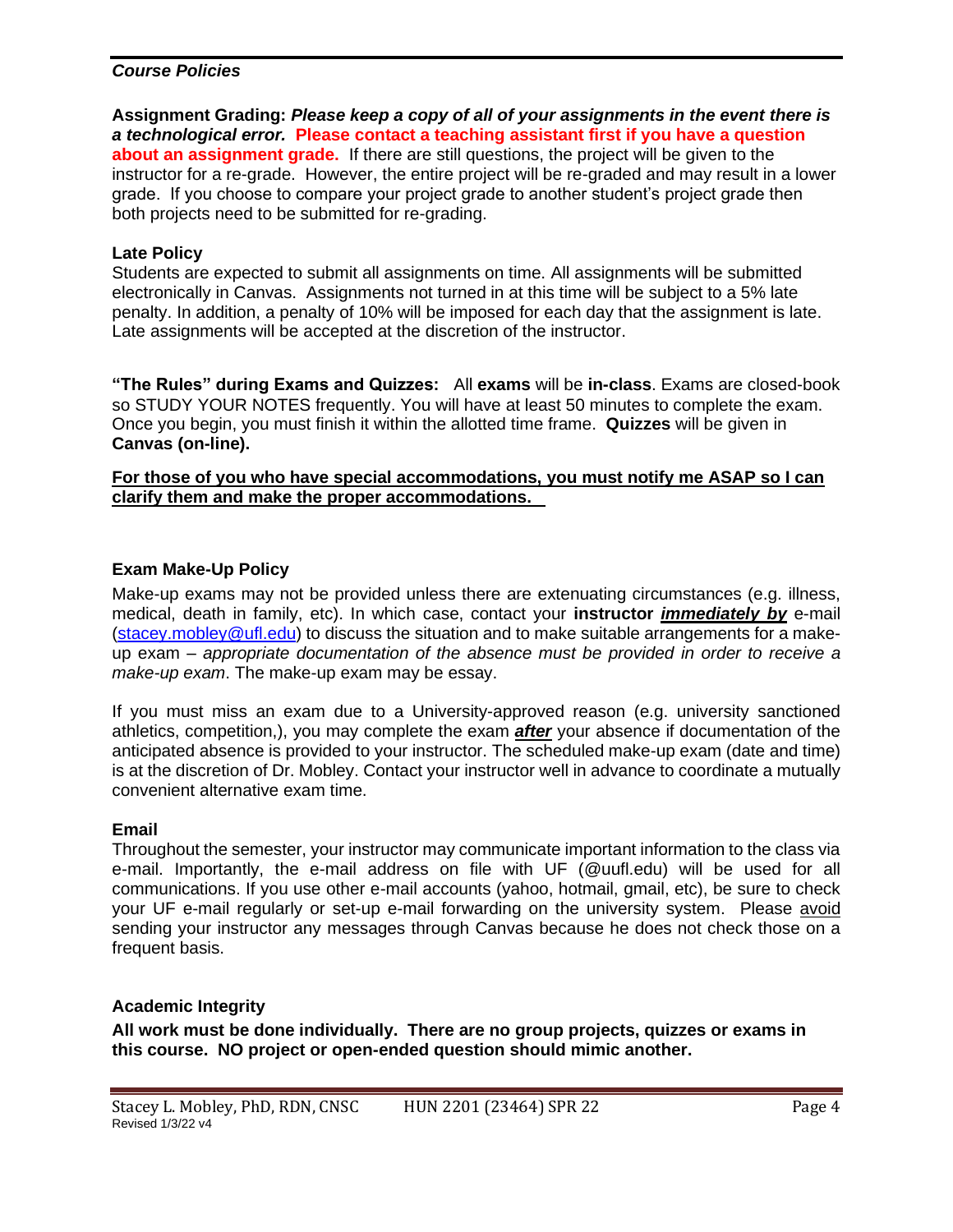### ***Course Policies***

**Assignment Grading:** ***Please keep a copy of all of your assignments in the event there is a technological error.*** **Please contact a teaching assistant first if you have a question about an assignment grade.** If there are still questions, the project will be given to the instructor for a re-grade. However, the entire project will be re-graded and may result in a lower grade. If you choose to compare your project grade to another student's project grade then both projects need to be submitted for re-grading.

**Late Policy**

Students are expected to submit all assignments on time. All assignments will be submitted electronically in Canvas. Assignments not turned in at this time will be subject to a 5% late penalty. In addition, a penalty of 10% will be imposed for each day that the assignment is late. Late assignments will be accepted at the discretion of the instructor.

**"The Rules" during Exams and Quizzes:** All **exams** will be **in-class**. Exams are closed-book so STUDY YOUR NOTES frequently. You will have at least 50 minutes to complete the exam. Once you begin, you must finish it within the allotted time frame. **Quizzes** will be given in **Canvas (on-line).**

**For those of you who have special accommodations, you must notify me ASAP so I can clarify them and make the proper accommodations.**

**Exam Make-Up Policy**

Make-up exams may not be provided unless there are extenuating circumstances (e.g. illness, medical, death in family, etc). In which case, contact your **instructor** ***immediately by*** e-mail (stacey.mobley@ufl.edu) to discuss the situation and to make suitable arrangements for a make-up exam – *appropriate documentation of the absence must be provided in order to receive a make-up exam*. The make-up exam may be essay.

If you must miss an exam due to a University-approved reason (e.g. university sanctioned athletics, competition,), you may complete the exam ***after*** your absence if documentation of the anticipated absence is provided to your instructor. The scheduled make-up exam (date and time) is at the discretion of Dr. Mobley. Contact your instructor well in advance to coordinate a mutually convenient alternative exam time.

**Email**

Throughout the semester, your instructor may communicate important information to the class via e-mail. Importantly, the e-mail address on file with UF (@uufl.edu) will be used for all communications. If you use other e-mail accounts (yahoo, hotmail, gmail, etc), be sure to check your UF e-mail regularly or set-up e-mail forwarding on the university system. Please avoid sending your instructor any messages through Canvas because he does not check those on a frequent basis.

**Academic Integrity**

**All work must be done individually. There are no group projects, quizzes or exams in this course. NO project or open-ended question should mimic another.**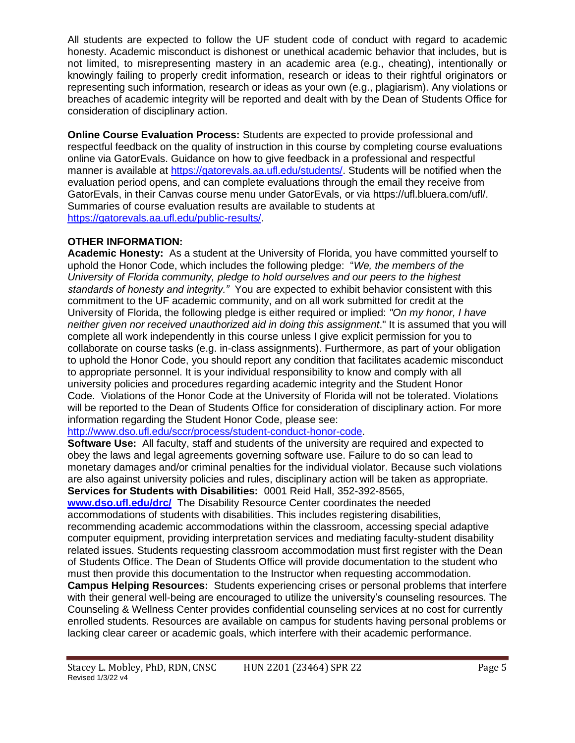All students are expected to follow the UF student code of conduct with regard to academic honesty. Academic misconduct is dishonest or unethical academic behavior that includes, but is not limited, to misrepresenting mastery in an academic area (e.g., cheating), intentionally or knowingly failing to properly credit information, research or ideas to their rightful originators or representing such information, research or ideas as your own (e.g., plagiarism). Any violations or breaches of academic integrity will be reported and dealt with by the Dean of Students Office for consideration of disciplinary action.

**Online Course Evaluation Process:** Students are expected to provide professional and respectful feedback on the quality of instruction in this course by completing course evaluations online via GatorEvals. Guidance on how to give feedback in a professional and respectful manner is available at https://gatorevals.aa.ufl.edu/students/. Students will be notified when the evaluation period opens, and can complete evaluations through the email they receive from GatorEvals, in their Canvas course menu under GatorEvals, or via https://ufl.bluera.com/ufl/. Summaries of course evaluation results are available to students at https://gatorevals.aa.ufl.edu/public-results/.

**OTHER INFORMATION:**

**Academic Honesty:** As a student at the University of Florida, you have committed yourself to uphold the Honor Code, which includes the following pledge: "*We, the members of the University of Florida community, pledge to hold ourselves and our peers to the highest standards of honesty and integrity."* You are expected to exhibit behavior consistent with this commitment to the UF academic community, and on all work submitted for credit at the University of Florida, the following pledge is either required or implied: *"On my honor, I have neither given nor received unauthorized aid in doing this assignment*." It is assumed that you will complete all work independently in this course unless I give explicit permission for you to collaborate on course tasks (e.g. in-class assignments). Furthermore, as part of your obligation to uphold the Honor Code, you should report any condition that facilitates academic misconduct to appropriate personnel. It is your individual responsibility to know and comply with all university policies and procedures regarding academic integrity and the Student Honor Code. Violations of the Honor Code at the University of Florida will not be tolerated. Violations will be reported to the Dean of Students Office for consideration of disciplinary action. For more information regarding the Student Honor Code, please see: http://www.dso.ufl.edu/sccr/process/student-conduct-honor-code.

**Software Use:** All faculty, staff and students of the university are required and expected to obey the laws and legal agreements governing software use. Failure to do so can lead to monetary damages and/or criminal penalties for the individual violator. Because such violations are also against university policies and rules, disciplinary action will be taken as appropriate.

**Services for Students with Disabilities:** 0001 Reid Hall, 352-392-8565, **www.dso.ufl.edu/drc/** The Disability Resource Center coordinates the needed accommodations of students with disabilities. This includes registering disabilities, recommending academic accommodations within the classroom, accessing special adaptive computer equipment, providing interpretation services and mediating faculty-student disability related issues. Students requesting classroom accommodation must first register with the Dean of Students Office. The Dean of Students Office will provide documentation to the student who must then provide this documentation to the Instructor when requesting accommodation.

**Campus Helping Resources:** Students experiencing crises or personal problems that interfere with their general well-being are encouraged to utilize the university's counseling resources. The Counseling & Wellness Center provides confidential counseling services at no cost for currently enrolled students. Resources are available on campus for students having personal problems or lacking clear career or academic goals, which interfere with their academic performance.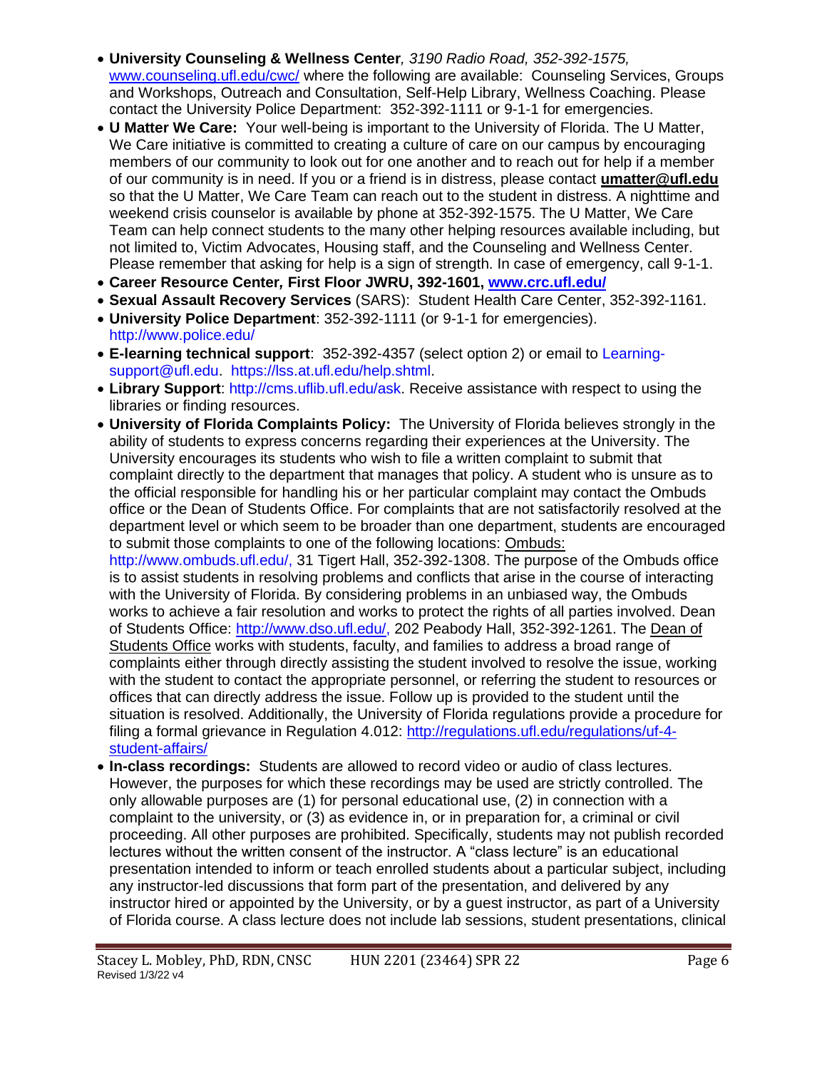- **University Counseling & Wellness Center***, 3190 Radio Road, 352-392-1575,* www.counseling.ufl.edu/cwc/ where the following are available: Counseling Services, Groups and Workshops, Outreach and Consultation, Self-Help Library, Wellness Coaching. Please contact the University Police Department: 352-392-1111 or 9-1-1 for emergencies.
- **U Matter We Care:** Your well-being is important to the University of Florida. The U Matter, We Care initiative is committed to creating a culture of care on our campus by encouraging members of our community to look out for one another and to reach out for help if a member of our community is in need. If you or a friend is in distress, please contact **umatter@ufl.edu** so that the U Matter, We Care Team can reach out to the student in distress. A nighttime and weekend crisis counselor is available by phone at 352-392-1575. The U Matter, We Care Team can help connect students to the many other helping resources available including, but not limited to, Victim Advocates, Housing staff, and the Counseling and Wellness Center. Please remember that asking for help is a sign of strength. In case of emergency, call 9-1-1.
- **Career Resource Center, First Floor JWRU, 392-1601, www.crc.ufl.edu/**
- **Sexual Assault Recovery Services** (SARS): Student Health Care Center, 352-392-1161.
- **University Police Department**: 352-392-1111 (or 9-1-1 for emergencies). http://www.police.edu/
- **E-learning technical support**: 352-392-4357 (select option 2) or email to Learning-support@ufl.edu. https://lss.at.ufl.edu/help.shtml.
- **Library Support**: http://cms.uflib.ufl.edu/ask. Receive assistance with respect to using the libraries or finding resources.
- **University of Florida Complaints Policy:** The University of Florida believes strongly in the ability of students to express concerns regarding their experiences at the University. The University encourages its students who wish to file a written complaint to submit that complaint directly to the department that manages that policy. A student who is unsure as to the official responsible for handling his or her particular complaint may contact the Ombuds office or the Dean of Students Office. For complaints that are not satisfactorily resolved at the department level or which seem to be broader than one department, students are encouraged to submit those complaints to one of the following locations: Ombuds: http://www.ombuds.ufl.edu/, 31 Tigert Hall, 352-392-1308. The purpose of the Ombuds office is to assist students in resolving problems and conflicts that arise in the course of interacting with the University of Florida. By considering problems in an unbiased way, the Ombuds works to achieve a fair resolution and works to protect the rights of all parties involved. Dean of Students Office: http://www.dso.ufl.edu/, 202 Peabody Hall, 352-392-1261. The Dean of Students Office works with students, faculty, and families to address a broad range of complaints either through directly assisting the student involved to resolve the issue, working with the student to contact the appropriate personnel, or referring the student to resources or offices that can directly address the issue. Follow up is provided to the student until the situation is resolved. Additionally, the University of Florida regulations provide a procedure for filing a formal grievance in Regulation 4.012: http://regulations.ufl.edu/regulations/uf-4-student-affairs/
- **In-class recordings:** Students are allowed to record video or audio of class lectures. However, the purposes for which these recordings may be used are strictly controlled. The only allowable purposes are (1) for personal educational use, (2) in connection with a complaint to the university, or (3) as evidence in, or in preparation for, a criminal or civil proceeding. All other purposes are prohibited. Specifically, students may not publish recorded lectures without the written consent of the instructor. A "class lecture" is an educational presentation intended to inform or teach enrolled students about a particular subject, including any instructor-led discussions that form part of the presentation, and delivered by any instructor hired or appointed by the University, or by a guest instructor, as part of a University of Florida course. A class lecture does not include lab sessions, student presentations, clinical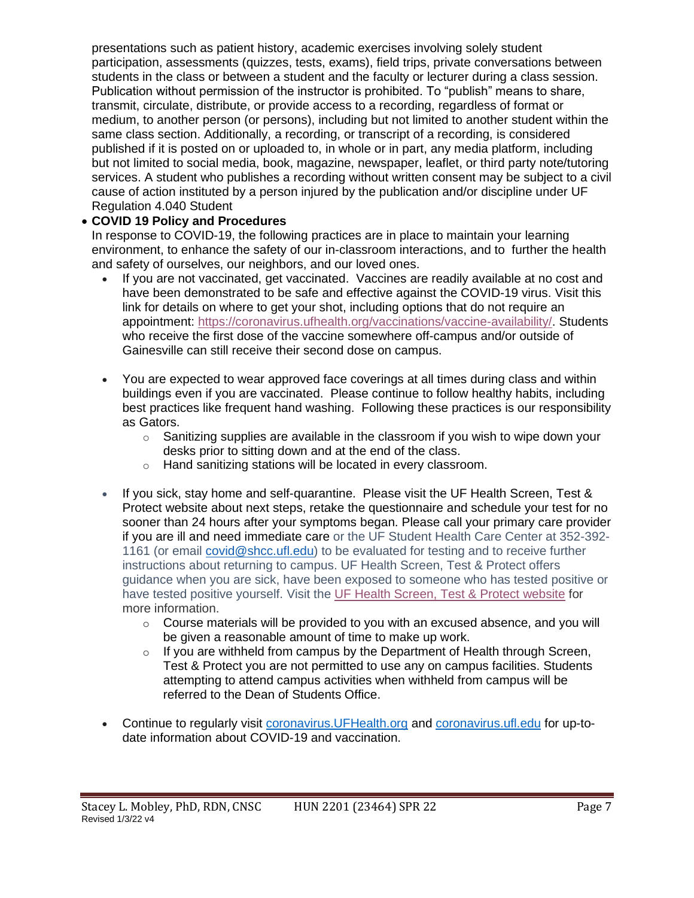presentations such as patient history, academic exercises involving solely student participation, assessments (quizzes, tests, exams), field trips, private conversations between students in the class or between a student and the faculty or lecturer during a class session. Publication without permission of the instructor is prohibited. To "publish" means to share, transmit, circulate, distribute, or provide access to a recording, regardless of format or medium, to another person (or persons), including but not limited to another student within the same class section. Additionally, a recording, or transcript of a recording, is considered published if it is posted on or uploaded to, in whole or in part, any media platform, including but not limited to social media, book, magazine, newspaper, leaflet, or third party note/tutoring services. A student who publishes a recording without written consent may be subject to a civil cause of action instituted by a person injured by the publication and/or discipline under UF Regulation 4.040 Student

- **COVID 19 Policy and Procedures**

  In response to COVID-19, the following practices are in place to maintain your learning environment, to enhance the safety of our in-classroom interactions, and to further the health and safety of ourselves, our neighbors, and our loved ones.

  - If you are not vaccinated, get vaccinated. Vaccines are readily available at no cost and have been demonstrated to be safe and effective against the COVID-19 virus. Visit this link for details on where to get your shot, including options that do not require an appointment: https://coronavirus.ufhealth.org/vaccinations/vaccine-availability/. Students who receive the first dose of the vaccine somewhere off-campus and/or outside of Gainesville can still receive their second dose on campus.

  - You are expected to wear approved face coverings at all times during class and within buildings even if you are vaccinated. Please continue to follow healthy habits, including best practices like frequent hand washing. Following these practices is our responsibility as Gators.
    - Sanitizing supplies are available in the classroom if you wish to wipe down your desks prior to sitting down and at the end of the class.
    - Hand sanitizing stations will be located in every classroom.

  - If you sick, stay home and self-quarantine. Please visit the UF Health Screen, Test & Protect website about next steps, retake the questionnaire and schedule your test for no sooner than 24 hours after your symptoms began. Please call your primary care provider if you are ill and need immediate care or the UF Student Health Care Center at 352-392-1161 (or email covid@shcc.ufl.edu) to be evaluated for testing and to receive further instructions about returning to campus. UF Health Screen, Test & Protect offers guidance when you are sick, have been exposed to someone who has tested positive or have tested positive yourself. Visit the UF Health Screen, Test & Protect website for more information.
    - Course materials will be provided to you with an excused absence, and you will be given a reasonable amount of time to make up work.
    - If you are withheld from campus by the Department of Health through Screen, Test & Protect you are not permitted to use any on campus facilities. Students attempting to attend campus activities when withheld from campus will be referred to the Dean of Students Office.

  - Continue to regularly visit coronavirus.UFHealth.org and coronavirus.ufl.edu for up-to-date information about COVID-19 and vaccination.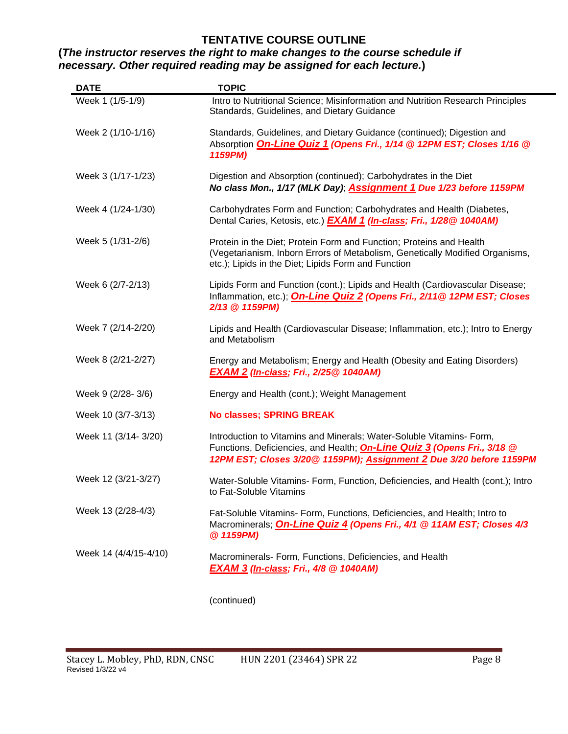# TENTATIVE COURSE OUTLINE

**(*The instructor reserves the right to make changes to the course schedule if necessary. Other required reading may be assigned for each lecture.*)**

| DATE | TOPIC |
|---|---|
| Week 1 (1/5-1/9) | Intro to Nutritional Science; Misinformation and Nutrition Research Principles Standards, Guidelines, and Dietary Guidance |
| Week 2 (1/10-1/16) | Standards, Guidelines, and Dietary Guidance (continued); Digestion and Absorption ***On-Line Quiz 1*** ***(Opens Fri., 1/14 @ 12PM EST; Closes 1/16 @ 1159PM)*** |
| Week 3 (1/17-1/23) | Digestion and Absorption (continued); Carbohydrates in the Diet ***No class Mon., 1/17 (MLK Day)***; ***Assignment 1*** ***Due 1/23 before 1159PM*** |
| Week 4 (1/24-1/30) | Carbohydrates Form and Function; Carbohydrates and Health (Diabetes, Dental Caries, Ketosis, etc.) ***EXAM 1*** ***(In-class; Fri., 1/28@ 1040AM)*** |
| Week 5 (1/31-2/6) | Protein in the Diet; Protein Form and Function; Proteins and Health (Vegetarianism, Inborn Errors of Metabolism, Genetically Modified Organisms, etc.); Lipids in the Diet; Lipids Form and Function |
| Week 6 (2/7-2/13) | Lipids Form and Function (cont.); Lipids and Health (Cardiovascular Disease; Inflammation, etc.); ***On-Line Quiz 2*** ***(Opens Fri., 2/11@ 12PM EST; Closes 2/13 @ 1159PM)*** |
| Week 7 (2/14-2/20) | Lipids and Health (Cardiovascular Disease; Inflammation, etc.); Intro to Energy and Metabolism |
| Week 8 (2/21-2/27) | Energy and Metabolism; Energy and Health (Obesity and Eating Disorders) ***EXAM 2*** ***(In-class; Fri., 2/25@ 1040AM)*** |
| Week 9 (2/28- 3/6) | Energy and Health (cont.); Weight Management |
| Week 10 (3/7-3/13) | **No classes; SPRING BREAK** |
| Week 11 (3/14- 3/20) | Introduction to Vitamins and Minerals; Water-Soluble Vitamins- Form, Functions, Deficiencies, and Health; ***On-Line Quiz 3*** ***(Opens Fri., 3/18 @ 12PM EST; Closes 3/20@ 1159PM); Assignment 2 Due 3/20 before 1159PM*** |
| Week 12 (3/21-3/27) | Water-Soluble Vitamins- Form, Function, Deficiencies, and Health (cont.); Intro to Fat-Soluble Vitamins |
| Week 13 (2/28-4/3) | Fat-Soluble Vitamins- Form, Functions, Deficiencies, and Health; Intro to Macrominerals; ***On-Line Quiz 4*** ***(Opens Fri., 4/1 @ 11AM EST; Closes 4/3 @ 1159PM)*** |
| Week 14 (4/4/15-4/10) | Macrominerals- Form, Functions, Deficiencies, and Health ***EXAM 3*** ***(In-class; Fri., 4/8 @ 1040AM)*** |

(continued)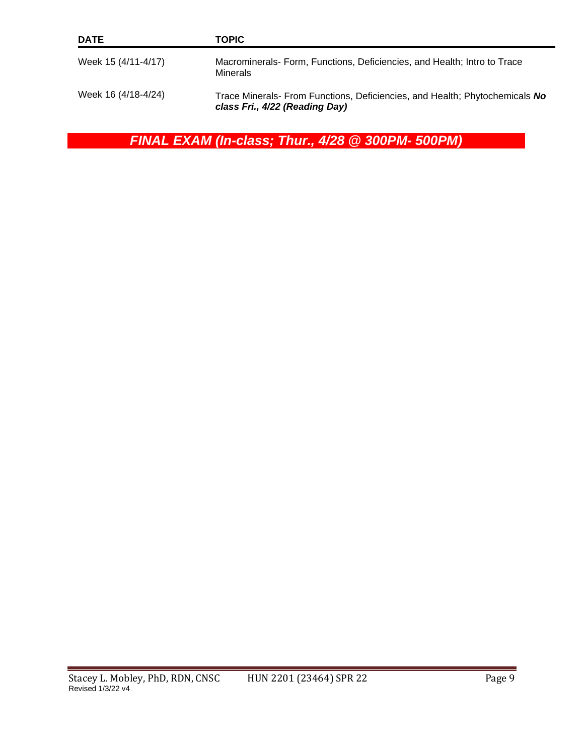| DATE | TOPIC |
|---|---|
| Week 15 (4/11-4/17) | Macrominerals- Form, Functions, Deficiencies, and Health; Intro to Trace Minerals |
| Week 16 (4/18-4/24) | Trace Minerals- From Functions, Deficiencies, and Health; Phytochemicals ***No class Fri., 4/22 (Reading Day)*** |

***FINAL EXAM (In-class; Thur., 4/28 @ 300PM- 500PM)***